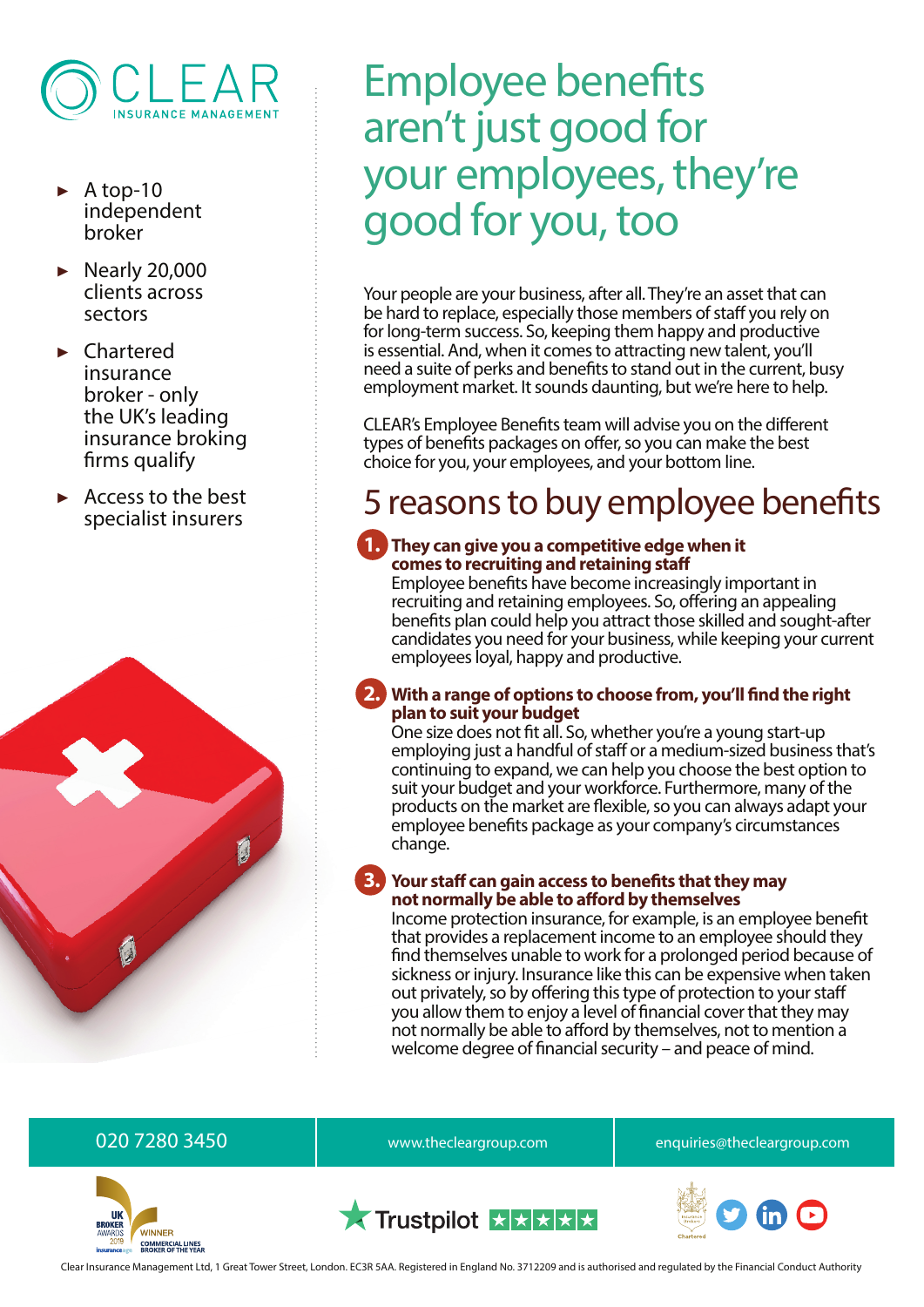CLEAR INSURANCE MANAGEMENT

- A top-10 independent broker
- Nearly 20,000 clients across sectors
- Chartered insurance broker - only the UK's leading insurance broking firms qualify
- Access to the best specialist insurers

# Employee benefits aren't just good for your employees, they're good for you, too

Your people are your business, after all. They're an asset that can be hard to replace, especially those members of staff you rely on for long-term success. So, keeping them happy and productive is essential. And, when it comes to attracting new talent, you'll need a suite of perks and benefits to stand out in the current, busy employment market. It sounds daunting, but we're here to help.

CLEAR's Employee Benefits team will advise you on the different types of benefits packages on offer, so you can make the best choice for you, your employees, and your bottom line.

## 5 reasons to buy employee benefits

**1. They can give you a competitive edge when it comes to recruiting and retaining staff**

Employee benefits have become increasingly important in recruiting and retaining employees. So, offering an appealing benefits plan could help you attract those skilled and sought-after candidates you need for your business, while keeping your current employees loyal, happy and productive.

**2. With a range of options to choose from, you'll find the right plan to suit your budget**

One size does not fit all. So, whether you're a young start-up employing just a handful of staff or a medium-sized business that's continuing to expand, we can help you choose the best option to suit your budget and your workforce. Furthermore, many of the products on the market are flexible, so you can always adapt your employee benefits package as your company's circumstances change.

**3. Your staff can gain access to benefits that they may not normally be able to afford by themselves**

Income protection insurance, for example, is an employee benefit that provides a replacement income to an employee should they find themselves unable to work for a prolonged period because of sickness or injury. Insurance like this can be expensive when taken out privately, so by offering this type of protection to your staff you allow them to enjoy a level of financial cover that they may not normally be able to afford by themselves, not to mention a welcome degree of financial security – and peace of mind.

020 7280 3450 | www.thecleargroup.com | enquiries@thecleargroup.com

UK BROKER AWARDS 2019 WINNER COMMERCIAL LINES BROKER OF THE YEAR

Trustpilot

Clear Insurance Management Ltd, 1 Great Tower Street, London. EC3R 5AA. Registered in England No. 3712209 and is authorised and regulated by the Financial Conduct Authority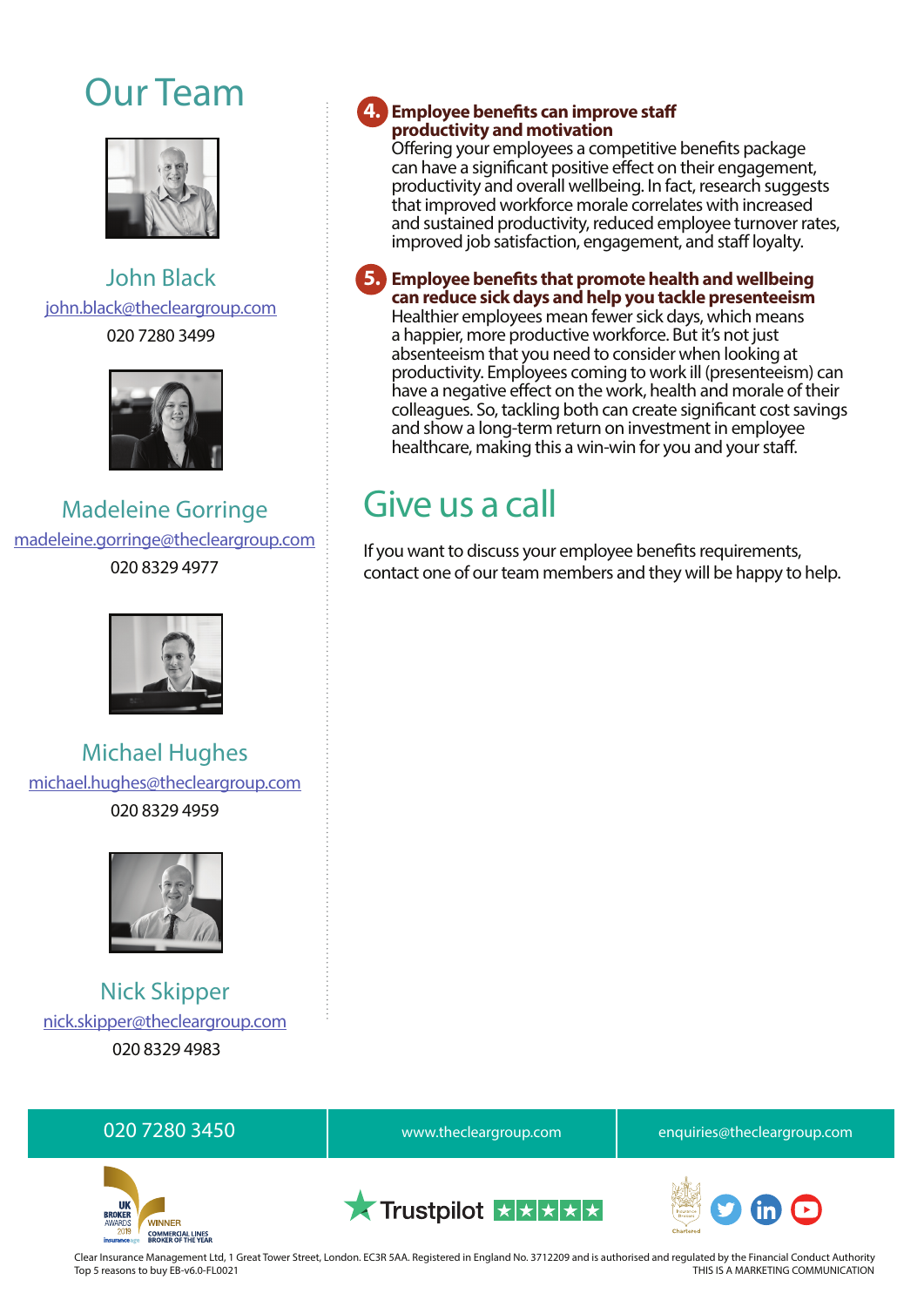# Our Team

## John Black

john.black@thecleargroup.com

020 7280 3499

## Madeleine Gorringe

madeleine.gorringe@thecleargroup.com

020 8329 4977

## Michael Hughes

michael.hughes@thecleargroup.com

020 8329 4959

## Nick Skipper

nick.skipper@thecleargroup.com

020 8329 4983

**4. Employee benefits can improve staff productivity and motivation**

Offering your employees a competitive benefits package can have a significant positive effect on their engagement, productivity and overall wellbeing. In fact, research suggests that improved workforce morale correlates with increased and sustained productivity, reduced employee turnover rates, improved job satisfaction, engagement, and staff loyalty.

**5. Employee benefits that promote health and wellbeing can reduce sick days and help you tackle presenteeism**

Healthier employees mean fewer sick days, which means a happier, more productive workforce. But it's not just absenteeism that you need to consider when looking at productivity. Employees coming to work ill (presenteeism) can have a negative effect on the work, health and morale of their colleagues. So, tackling both can create significant cost savings and show a long-term return on investment in employee healthcare, making this a win-win for you and your staff.

# Give us a call

If you want to discuss your employee benefits requirements, contact one of our team members and they will be happy to help.

020 7280 3450 | www.thecleargroup.com | enquiries@thecleargroup.com

UK BROKER AWARDS 2019 WINNER COMMERCIAL LINES BROKER OF THE YEAR

Trustpilot

Clear Insurance Management Ltd, 1 Great Tower Street, London. EC3R 5AA. Registered in England No. 3712209 and is authorised and regulated by the Financial Conduct Authority

Top 5 reasons to buy EB-v6.0-FL0021

THIS IS A MARKETING COMMUNICATION